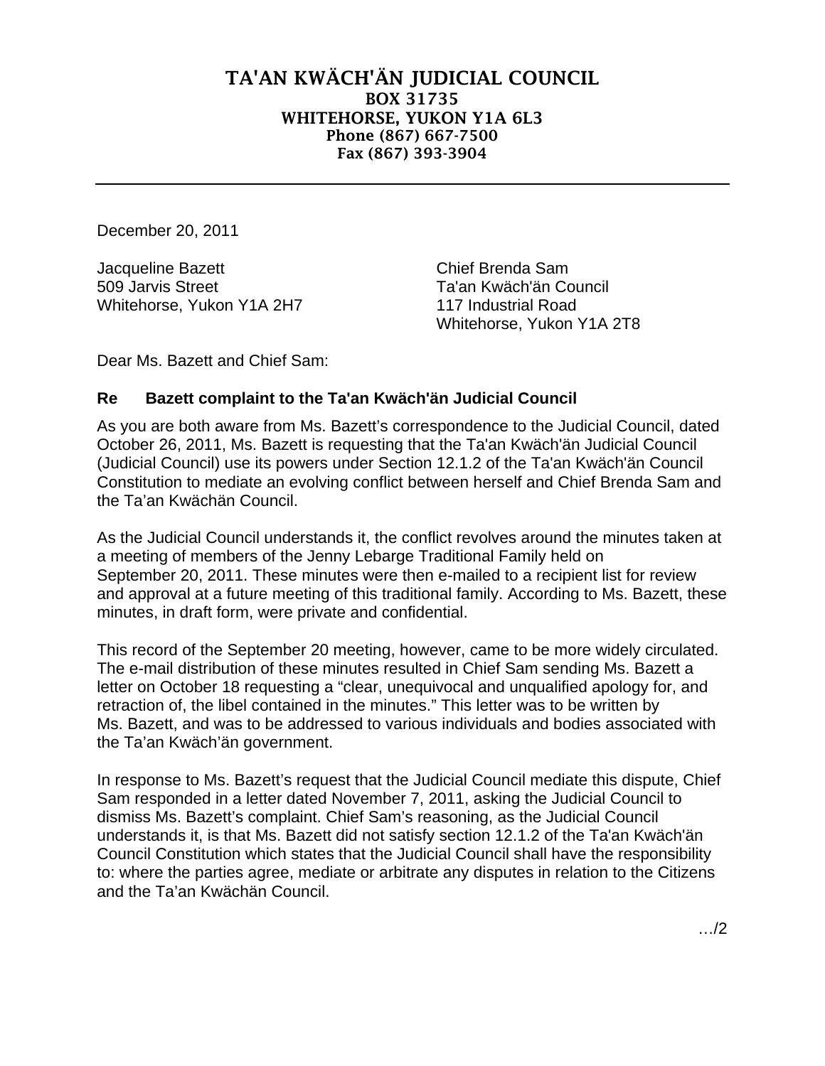# TA'AN KWÄCH'ÄN JUDICIAL COUNCIL

**BOX 31735**
**WHITEHORSE, YUKON Y1A 6L3**
**Phone (867) 667-7500**
**Fax (867) 393-3904**

---

December 20, 2011

Jacqueline Bazett
509 Jarvis Street
Whitehorse, Yukon Y1A 2H7

Chief Brenda Sam
Ta'an Kwäch'än Council
117 Industrial Road
Whitehorse, Yukon Y1A 2T8

Dear Ms. Bazett and Chief Sam:

**Re Bazett complaint to the Ta'an Kwäch'än Judicial Council**

As you are both aware from Ms. Bazett's correspondence to the Judicial Council, dated October 26, 2011, Ms. Bazett is requesting that the Ta'an Kwäch'än Judicial Council (Judicial Council) use its powers under Section 12.1.2 of the Ta'an Kwäch'än Council Constitution to mediate an evolving conflict between herself and Chief Brenda Sam and the Ta'an Kwächän Council.

As the Judicial Council understands it, the conflict revolves around the minutes taken at a meeting of members of the Jenny Lebarge Traditional Family held on September 20, 2011. These minutes were then e-mailed to a recipient list for review and approval at a future meeting of this traditional family. According to Ms. Bazett, these minutes, in draft form, were private and confidential.

This record of the September 20 meeting, however, came to be more widely circulated. The e-mail distribution of these minutes resulted in Chief Sam sending Ms. Bazett a letter on October 18 requesting a "clear, unequivocal and unqualified apology for, and retraction of, the libel contained in the minutes." This letter was to be written by Ms. Bazett, and was to be addressed to various individuals and bodies associated with the Ta'an Kwäch'än government.

In response to Ms. Bazett's request that the Judicial Council mediate this dispute, Chief Sam responded in a letter dated November 7, 2011, asking the Judicial Council to dismiss Ms. Bazett's complaint. Chief Sam's reasoning, as the Judicial Council understands it, is that Ms. Bazett did not satisfy section 12.1.2 of the Ta'an Kwäch'än Council Constitution which states that the Judicial Council shall have the responsibility to: where the parties agree, mediate or arbitrate any disputes in relation to the Citizens and the Ta'an Kwächän Council.

…/2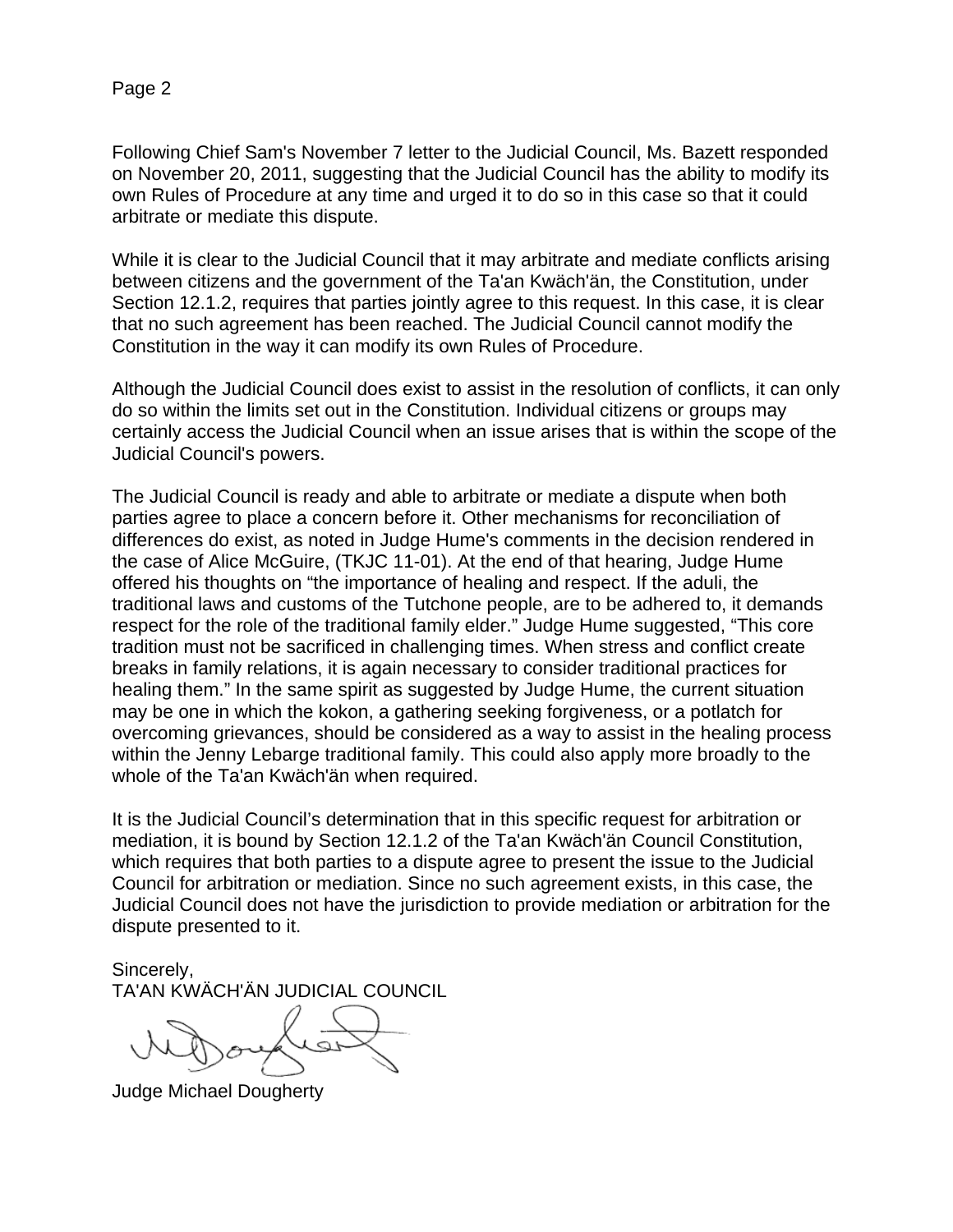Following Chief Sam's November 7 letter to the Judicial Council, Ms. Bazett responded on November 20, 2011, suggesting that the Judicial Council has the ability to modify its own Rules of Procedure at any time and urged it to do so in this case so that it could arbitrate or mediate this dispute.

While it is clear to the Judicial Council that it may arbitrate and mediate conflicts arising between citizens and the government of the Ta'an Kwäch'än, the Constitution, under Section 12.1.2, requires that parties jointly agree to this request. In this case, it is clear that no such agreement has been reached. The Judicial Council cannot modify the Constitution in the way it can modify its own Rules of Procedure.

Although the Judicial Council does exist to assist in the resolution of conflicts, it can only do so within the limits set out in the Constitution. Individual citizens or groups may certainly access the Judicial Council when an issue arises that is within the scope of the Judicial Council's powers.

The Judicial Council is ready and able to arbitrate or mediate a dispute when both parties agree to place a concern before it. Other mechanisms for reconciliation of differences do exist, as noted in Judge Hume's comments in the decision rendered in the case of Alice McGuire, (TKJC 11-01). At the end of that hearing, Judge Hume offered his thoughts on "the importance of healing and respect. If the aduli, the traditional laws and customs of the Tutchone people, are to be adhered to, it demands respect for the role of the traditional family elder." Judge Hume suggested, "This core tradition must not be sacrificed in challenging times. When stress and conflict create breaks in family relations, it is again necessary to consider traditional practices for healing them." In the same spirit as suggested by Judge Hume, the current situation may be one in which the kokon, a gathering seeking forgiveness, or a potlatch for overcoming grievances, should be considered as a way to assist in the healing process within the Jenny Lebarge traditional family. This could also apply more broadly to the whole of the Ta'an Kwäch'än when required.

It is the Judicial Council's determination that in this specific request for arbitration or mediation, it is bound by Section 12.1.2 of the Ta'an Kwäch'än Council Constitution, which requires that both parties to a dispute agree to present the issue to the Judicial Council for arbitration or mediation. Since no such agreement exists, in this case, the Judicial Council does not have the jurisdiction to provide mediation or arbitration for the dispute presented to it.

Sincerely,
TA'AN KWÄCH'ÄN JUDICIAL COUNCIL

Judge Michael Dougherty